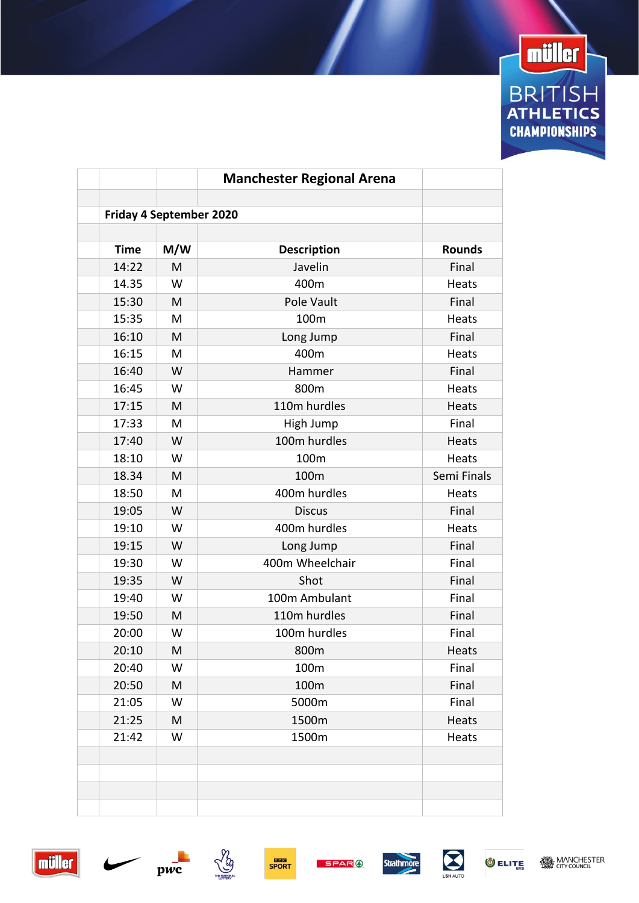# Manchester Regional Arena

## Friday 4 September 2020

| Time | M/W | Description | Rounds |
|---|---|---|---|
| 14:22 | M | Javelin | Final |
| 14.35 | W | 400m | Heats |
| 15:30 | M | Pole Vault | Final |
| 15:35 | M | 100m | Heats |
| 16:10 | M | Long Jump | Final |
| 16:15 | M | 400m | Heats |
| 16:40 | W | Hammer | Final |
| 16:45 | W | 800m | Heats |
| 17:15 | M | 110m hurdles | Heats |
| 17:33 | M | High Jump | Final |
| 17:40 | W | 100m hurdles | Heats |
| 18:10 | W | 100m | Heats |
| 18.34 | M | 100m | Semi Finals |
| 18:50 | M | 400m hurdles | Heats |
| 19:05 | W | Discus | Final |
| 19:10 | W | 400m hurdles | Heats |
| 19:15 | W | Long Jump | Final |
| 19:30 | W | 400m Wheelchair | Final |
| 19:35 | W | Shot | Final |
| 19:40 | W | 100m Ambulant | Final |
| 19:50 | M | 110m hurdles | Final |
| 20:00 | W | 100m hurdles | Final |
| 20:10 | M | 800m | Heats |
| 20:40 | W | 100m | Final |
| 20:50 | M | 100m | Final |
| 21:05 | W | 5000m | Final |
| 21:25 | M | 1500m | Heats |
| 21:42 | W | 1500m | Heats |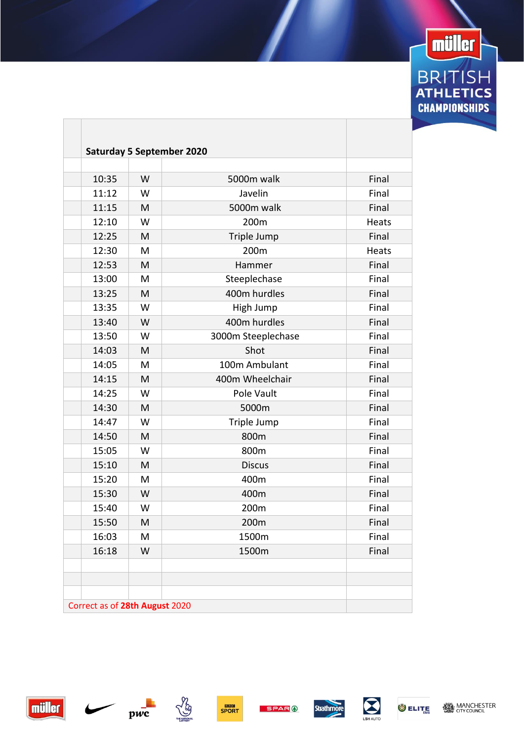| | | | | |
|---|---|---|---|---|
| | **Saturday 5 September 2020** | | | |
| | | | | |
| | 10:35 | W | 5000m walk | Final |
| | 11:12 | W | Javelin | Final |
| | 11:15 | M | 5000m walk | Final |
| | 12:10 | W | 200m | Heats |
| | 12:25 | M | Triple Jump | Final |
| | 12:30 | M | 200m | Heats |
| | 12:53 | M | Hammer | Final |
| | 13:00 | M | Steeplechase | Final |
| | 13:25 | M | 400m hurdles | Final |
| | 13:35 | W | High Jump | Final |
| | 13:40 | W | 400m hurdles | Final |
| | 13:50 | W | 3000m Steeplechase | Final |
| | 14:03 | M | Shot | Final |
| | 14:05 | M | 100m Ambulant | Final |
| | 14:15 | M | 400m Wheelchair | Final |
| | 14:25 | W | Pole Vault | Final |
| | 14:30 | M | 5000m | Final |
| | 14:47 | W | Triple Jump | Final |
| | 14:50 | M | 800m | Final |
| | 15:05 | W | 800m | Final |
| | 15:10 | M | Discus | Final |
| | 15:20 | M | 400m | Final |
| | 15:30 | W | 400m | Final |
| | 15:40 | W | 200m | Final |
| | 15:50 | M | 200m | Final |
| | 16:03 | M | 1500m | Final |
| | 16:18 | W | 1500m | Final |
| | | | | |
| | | | | |
| | | | | |

Correct as of **28th August** 2020